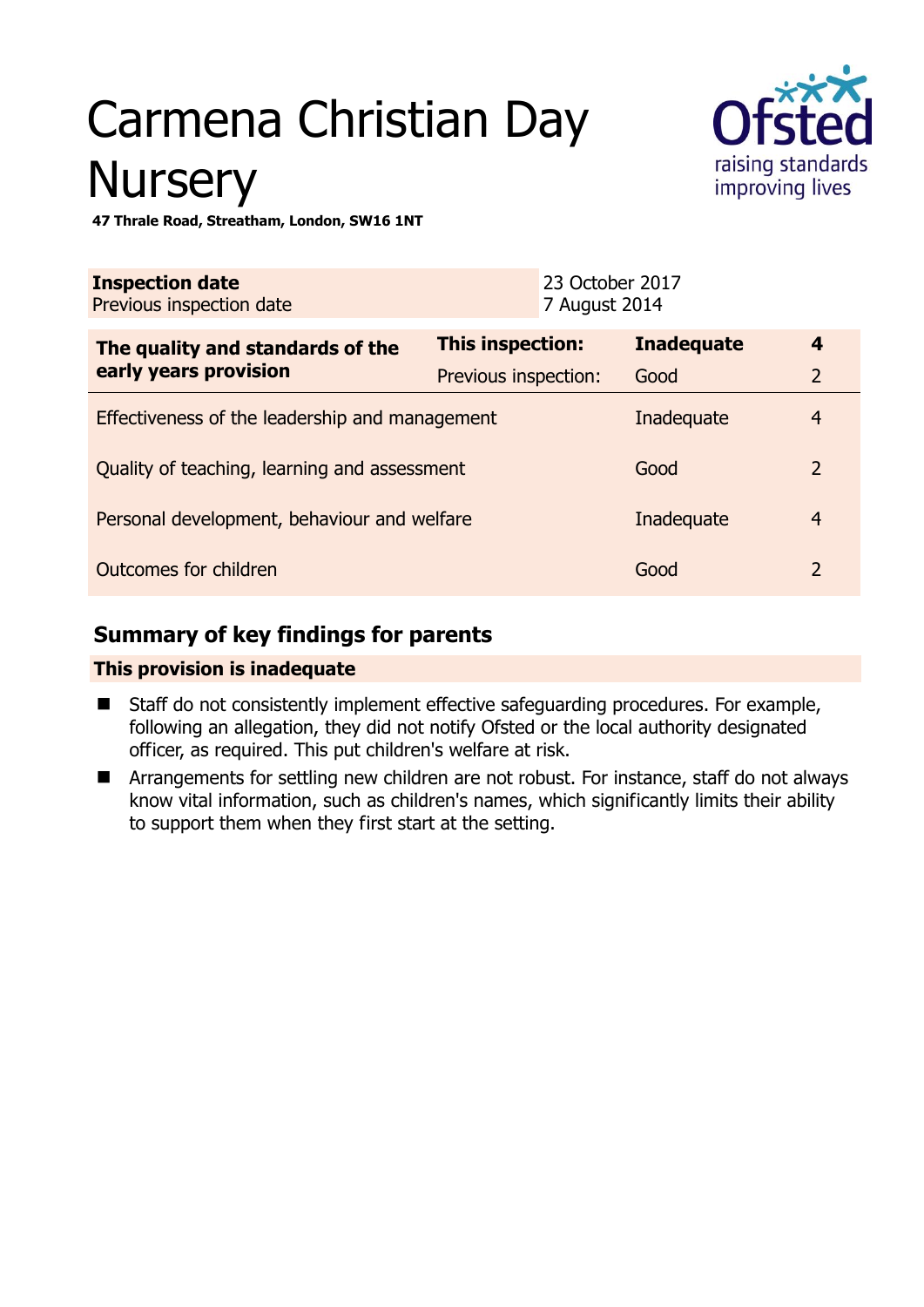# Carmena Christian Day Nursery

**47 Thrale Road, Streatham, London, SW16 1NT**

| **Inspection date** | 23 October 2017 |
|---|---|
| Previous inspection date | 7 August 2014 |

| **The quality and standards of the early years provision** | **This inspection:** | **Inadequate** | **4** |
|---|---|---|---|
| | Previous inspection: | Good | 2 |
| Effectiveness of the leadership and management | | Inadequate | 4 |
| Quality of teaching, learning and assessment | | Good | 2 |
| Personal development, behaviour and welfare | | Inadequate | 4 |
| Outcomes for children | | Good | 2 |

## Summary of key findings for parents

**This provision is inadequate**

- Staff do not consistently implement effective safeguarding procedures. For example, following an allegation, they did not notify Ofsted or the local authority designated officer, as required. This put children's welfare at risk.
- Arrangements for settling new children are not robust. For instance, staff do not always know vital information, such as children's names, which significantly limits their ability to support them when they first start at the setting.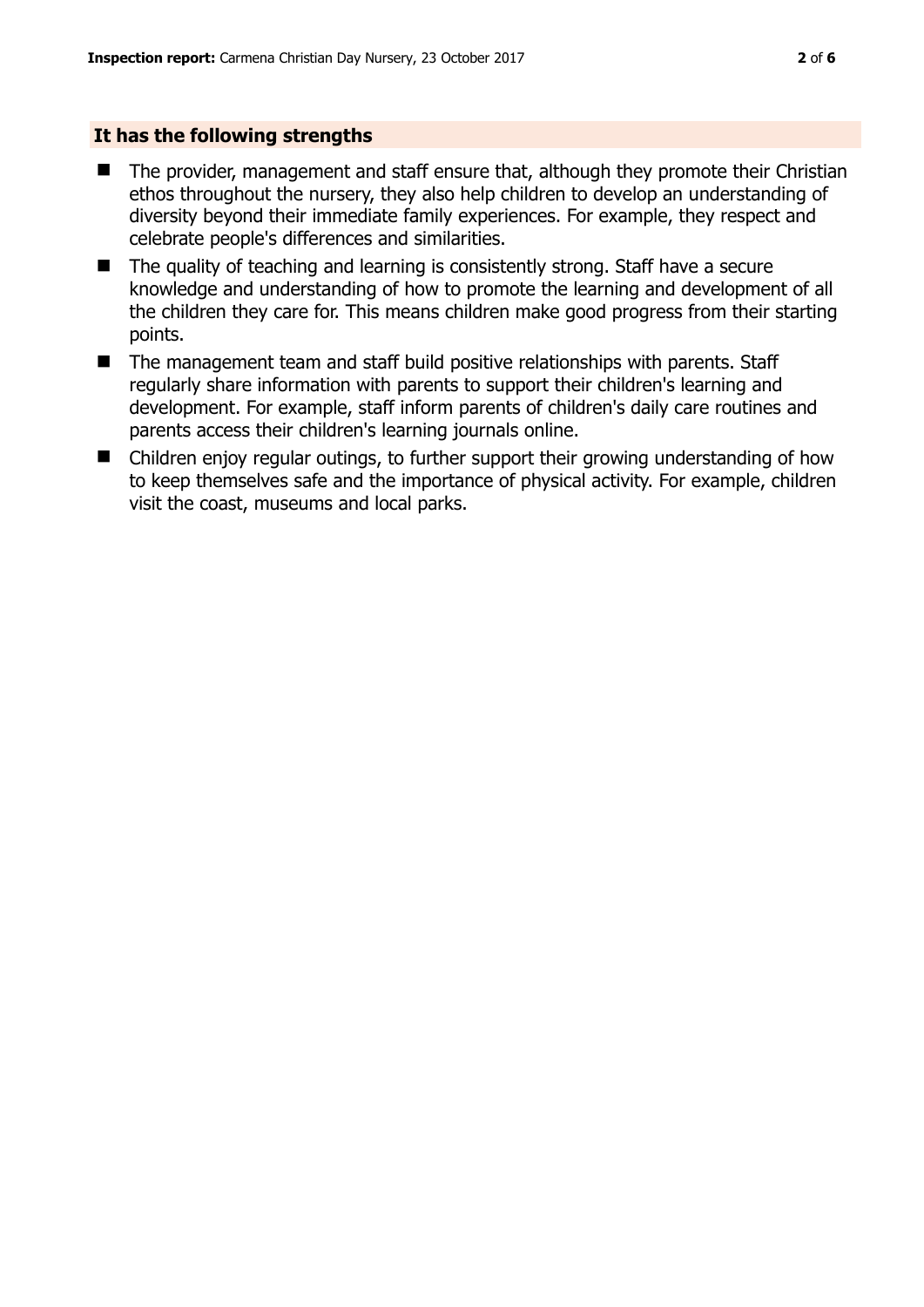## It has the following strengths

- The provider, management and staff ensure that, although they promote their Christian ethos throughout the nursery, they also help children to develop an understanding of diversity beyond their immediate family experiences. For example, they respect and celebrate people's differences and similarities.
- The quality of teaching and learning is consistently strong. Staff have a secure knowledge and understanding of how to promote the learning and development of all the children they care for. This means children make good progress from their starting points.
- The management team and staff build positive relationships with parents. Staff regularly share information with parents to support their children's learning and development. For example, staff inform parents of children's daily care routines and parents access their children's learning journals online.
- Children enjoy regular outings, to further support their growing understanding of how to keep themselves safe and the importance of physical activity. For example, children visit the coast, museums and local parks.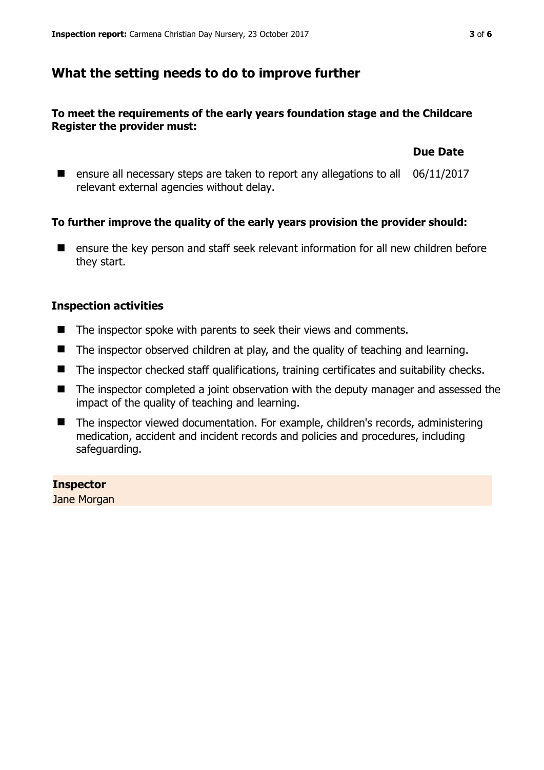## What the setting needs to do to improve further

**To meet the requirements of the early years foundation stage and the Childcare Register the provider must:**

| | Due Date |
|---|---|
| ensure all necessary steps are taken to report any allegations to all relevant external agencies without delay. | 06/11/2017 |

**To further improve the quality of the early years provision the provider should:**

- ensure the key person and staff seek relevant information for all new children before they start.

### Inspection activities

- The inspector spoke with parents to seek their views and comments.
- The inspector observed children at play, and the quality of teaching and learning.
- The inspector checked staff qualifications, training certificates and suitability checks.
- The inspector completed a joint observation with the deputy manager and assessed the impact of the quality of teaching and learning.
- The inspector viewed documentation. For example, children's records, administering medication, accident and incident records and policies and procedures, including safeguarding.

**Inspector**
Jane Morgan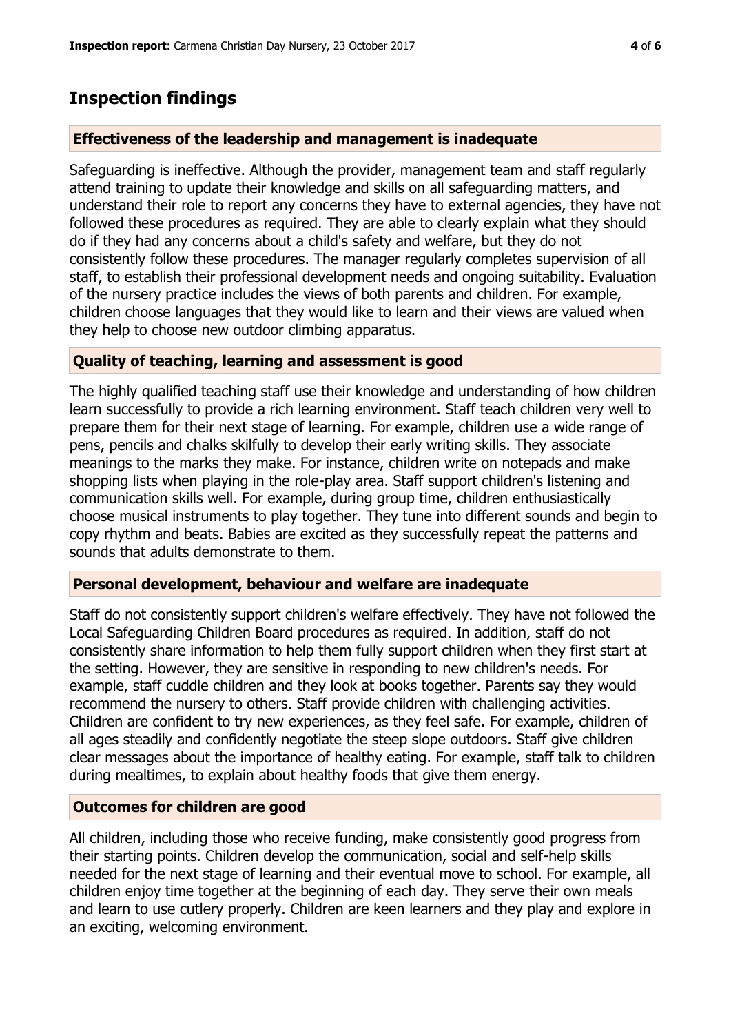## Inspection findings

### Effectiveness of the leadership and management is inadequate

Safeguarding is ineffective. Although the provider, management team and staff regularly attend training to update their knowledge and skills on all safeguarding matters, and understand their role to report any concerns they have to external agencies, they have not followed these procedures as required. They are able to clearly explain what they should do if they had any concerns about a child's safety and welfare, but they do not consistently follow these procedures. The manager regularly completes supervision of all staff, to establish their professional development needs and ongoing suitability. Evaluation of the nursery practice includes the views of both parents and children. For example, children choose languages that they would like to learn and their views are valued when they help to choose new outdoor climbing apparatus.

### Quality of teaching, learning and assessment is good

The highly qualified teaching staff use their knowledge and understanding of how children learn successfully to provide a rich learning environment. Staff teach children very well to prepare them for their next stage of learning. For example, children use a wide range of pens, pencils and chalks skilfully to develop their early writing skills. They associate meanings to the marks they make. For instance, children write on notepads and make shopping lists when playing in the role-play area. Staff support children's listening and communication skills well. For example, during group time, children enthusiastically choose musical instruments to play together. They tune into different sounds and begin to copy rhythm and beats. Babies are excited as they successfully repeat the patterns and sounds that adults demonstrate to them.

### Personal development, behaviour and welfare are inadequate

Staff do not consistently support children's welfare effectively. They have not followed the Local Safeguarding Children Board procedures as required. In addition, staff do not consistently share information to help them fully support children when they first start at the setting. However, they are sensitive in responding to new children's needs. For example, staff cuddle children and they look at books together. Parents say they would recommend the nursery to others. Staff provide children with challenging activities. Children are confident to try new experiences, as they feel safe. For example, children of all ages steadily and confidently negotiate the steep slope outdoors. Staff give children clear messages about the importance of healthy eating. For example, staff talk to children during mealtimes, to explain about healthy foods that give them energy.

### Outcomes for children are good

All children, including those who receive funding, make consistently good progress from their starting points. Children develop the communication, social and self-help skills needed for the next stage of learning and their eventual move to school. For example, all children enjoy time together at the beginning of each day. They serve their own meals and learn to use cutlery properly. Children are keen learners and they play and explore in an exciting, welcoming environment.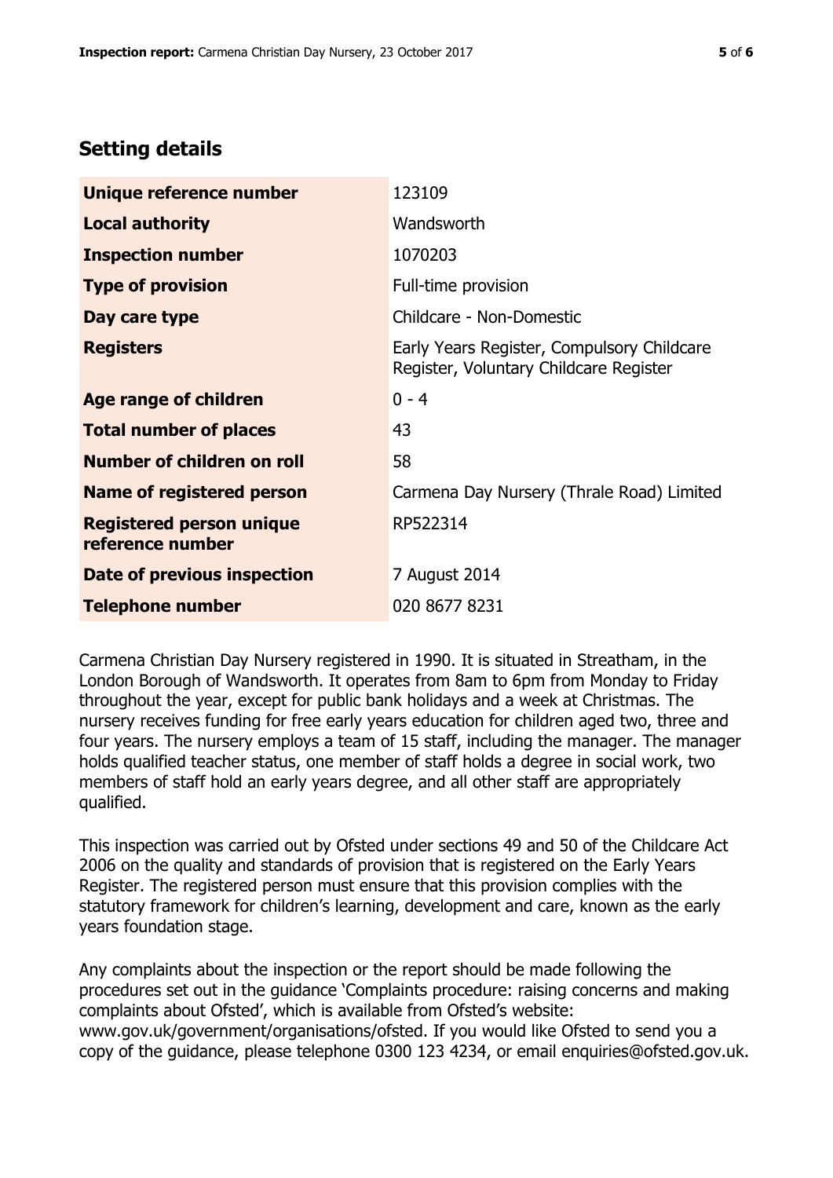## Setting details

| | |
|---|---|
| **Unique reference number** | 123109 |
| **Local authority** | Wandsworth |
| **Inspection number** | 1070203 |
| **Type of provision** | Full-time provision |
| **Day care type** | Childcare - Non-Domestic |
| **Registers** | Early Years Register, Compulsory Childcare Register, Voluntary Childcare Register |
| **Age range of children** | 0 - 4 |
| **Total number of places** | 43 |
| **Number of children on roll** | 58 |
| **Name of registered person** | Carmena Day Nursery (Thrale Road) Limited |
| **Registered person unique reference number** | RP522314 |
| **Date of previous inspection** | 7 August 2014 |
| **Telephone number** | 020 8677 8231 |

Carmena Christian Day Nursery registered in 1990. It is situated in Streatham, in the London Borough of Wandsworth. It operates from 8am to 6pm from Monday to Friday throughout the year, except for public bank holidays and a week at Christmas. The nursery receives funding for free early years education for children aged two, three and four years. The nursery employs a team of 15 staff, including the manager. The manager holds qualified teacher status, one member of staff holds a degree in social work, two members of staff hold an early years degree, and all other staff are appropriately qualified.

This inspection was carried out by Ofsted under sections 49 and 50 of the Childcare Act 2006 on the quality and standards of provision that is registered on the Early Years Register. The registered person must ensure that this provision complies with the statutory framework for children's learning, development and care, known as the early years foundation stage.

Any complaints about the inspection or the report should be made following the procedures set out in the guidance 'Complaints procedure: raising concerns and making complaints about Ofsted', which is available from Ofsted's website: www.gov.uk/government/organisations/ofsted. If you would like Ofsted to send you a copy of the guidance, please telephone 0300 123 4234, or email enquiries@ofsted.gov.uk.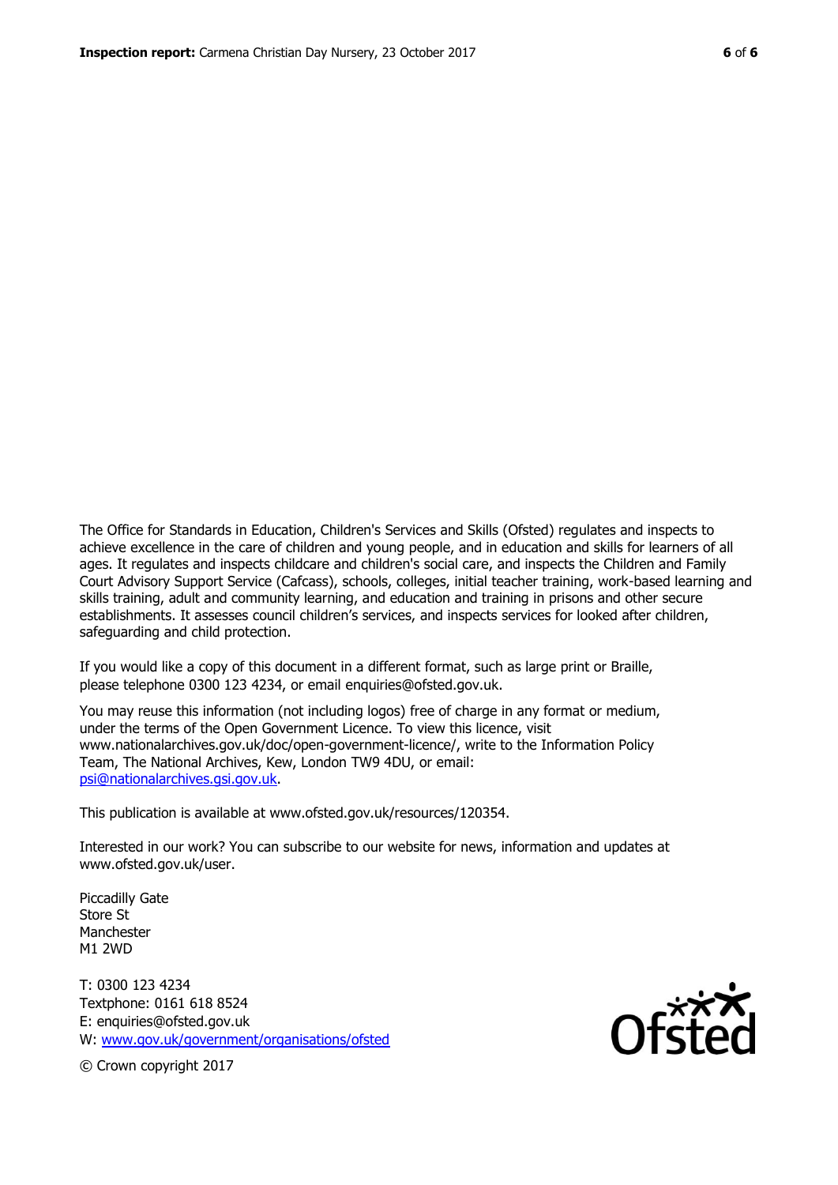The Office for Standards in Education, Children's Services and Skills (Ofsted) regulates and inspects to achieve excellence in the care of children and young people, and in education and skills for learners of all ages. It regulates and inspects childcare and children's social care, and inspects the Children and Family Court Advisory Support Service (Cafcass), schools, colleges, initial teacher training, work-based learning and skills training, adult and community learning, and education and training in prisons and other secure establishments. It assesses council children's services, and inspects services for looked after children, safeguarding and child protection.

If you would like a copy of this document in a different format, such as large print or Braille, please telephone 0300 123 4234, or email enquiries@ofsted.gov.uk.

You may reuse this information (not including logos) free of charge in any format or medium, under the terms of the Open Government Licence. To view this licence, visit www.nationalarchives.gov.uk/doc/open-government-licence/, write to the Information Policy Team, The National Archives, Kew, London TW9 4DU, or email: psi@nationalarchives.gsi.gov.uk.

This publication is available at www.ofsted.gov.uk/resources/120354.

Interested in our work? You can subscribe to our website for news, information and updates at www.ofsted.gov.uk/user.

Piccadilly Gate
Store St
Manchester
M1 2WD

T: 0300 123 4234
Textphone: 0161 618 8524
E: enquiries@ofsted.gov.uk
W: www.gov.uk/government/organisations/ofsted

© Crown copyright 2017

Ofsted